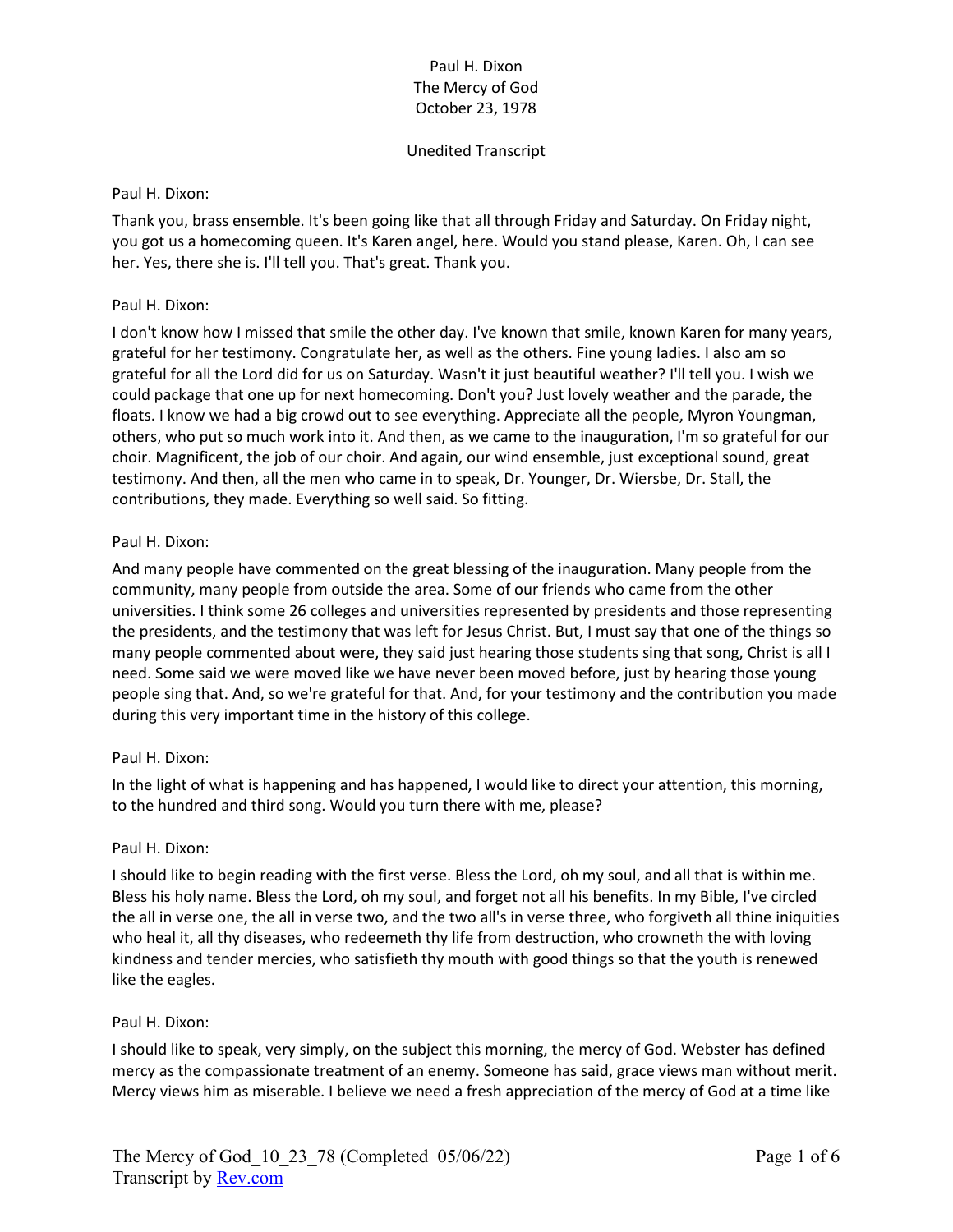Paul H. Dixon
The Mercy of God
October 23, 1978

Unedited Transcript

Paul H. Dixon:

Thank you, brass ensemble. It's been going like that all through Friday and Saturday. On Friday night, you got us a homecoming queen. It's Karen angel, here. Would you stand please, Karen. Oh, I can see her. Yes, there she is. I'll tell you. That's great. Thank you.

Paul H. Dixon:

I don't know how I missed that smile the other day. I've known that smile, known Karen for many years, grateful for her testimony. Congratulate her, as well as the others. Fine young ladies. I also am so grateful for all the Lord did for us on Saturday. Wasn't it just beautiful weather? I'll tell you. I wish we could package that one up for next homecoming. Don't you? Just lovely weather and the parade, the floats. I know we had a big crowd out to see everything. Appreciate all the people, Myron Youngman, others, who put so much work into it. And then, as we came to the inauguration, I'm so grateful for our choir. Magnificent, the job of our choir. And again, our wind ensemble, just exceptional sound, great testimony. And then, all the men who came in to speak, Dr. Younger, Dr. Wiersbe, Dr. Stall, the contributions, they made. Everything so well said. So fitting.

Paul H. Dixon:

And many people have commented on the great blessing of the inauguration. Many people from the community, many people from outside the area. Some of our friends who came from the other universities. I think some 26 colleges and universities represented by presidents and those representing the presidents, and the testimony that was left for Jesus Christ. But, I must say that one of the things so many people commented about were, they said just hearing those students sing that song, Christ is all I need. Some said we were moved like we have never been moved before, just by hearing those young people sing that. And, so we're grateful for that. And, for your testimony and the contribution you made during this very important time in the history of this college.

Paul H. Dixon:

In the light of what is happening and has happened, I would like to direct your attention, this morning, to the hundred and third song. Would you turn there with me, please?

Paul H. Dixon:

I should like to begin reading with the first verse. Bless the Lord, oh my soul, and all that is within me. Bless his holy name. Bless the Lord, oh my soul, and forget not all his benefits. In my Bible, I've circled the all in verse one, the all in verse two, and the two all's in verse three, who forgiveth all thine iniquities who heal it, all thy diseases, who redeemeth thy life from destruction, who crowneth the with loving kindness and tender mercies, who satisfieth thy mouth with good things so that the youth is renewed like the eagles.

Paul H. Dixon:

I should like to speak, very simply, on the subject this morning, the mercy of God. Webster has defined mercy as the compassionate treatment of an enemy. Someone has said, grace views man without merit. Mercy views him as miserable. I believe we need a fresh appreciation of the mercy of God at a time like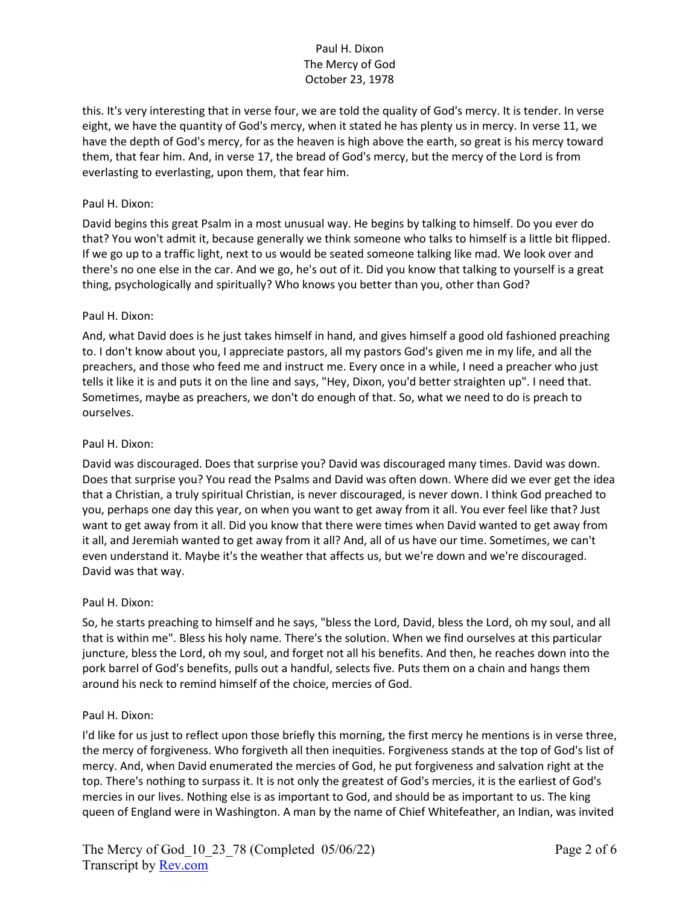this. It's very interesting that in verse four, we are told the quality of God's mercy. It is tender. In verse eight, we have the quantity of God's mercy, when it stated he has plenty us in mercy. In verse 11, we have the depth of God's mercy, for as the heaven is high above the earth, so great is his mercy toward them, that fear him. And, in verse 17, the bread of God's mercy, but the mercy of the Lord is from everlasting to everlasting, upon them, that fear him.

Paul H. Dixon:

David begins this great Psalm in a most unusual way. He begins by talking to himself. Do you ever do that? You won't admit it, because generally we think someone who talks to himself is a little bit flipped. If we go up to a traffic light, next to us would be seated someone talking like mad. We look over and there's no one else in the car. And we go, he's out of it. Did you know that talking to yourself is a great thing, psychologically and spiritually? Who knows you better than you, other than God?

Paul H. Dixon:

And, what David does is he just takes himself in hand, and gives himself a good old fashioned preaching to. I don't know about you, I appreciate pastors, all my pastors God's given me in my life, and all the preachers, and those who feed me and instruct me. Every once in a while, I need a preacher who just tells it like it is and puts it on the line and says, "Hey, Dixon, you'd better straighten up". I need that. Sometimes, maybe as preachers, we don't do enough of that. So, what we need to do is preach to ourselves.

Paul H. Dixon:

David was discouraged. Does that surprise you? David was discouraged many times. David was down. Does that surprise you? You read the Psalms and David was often down. Where did we ever get the idea that a Christian, a truly spiritual Christian, is never discouraged, is never down. I think God preached to you, perhaps one day this year, on when you want to get away from it all. You ever feel like that? Just want to get away from it all. Did you know that there were times when David wanted to get away from it all, and Jeremiah wanted to get away from it all? And, all of us have our time. Sometimes, we can't even understand it. Maybe it's the weather that affects us, but we're down and we're discouraged. David was that way.

Paul H. Dixon:

So, he starts preaching to himself and he says, "bless the Lord, David, bless the Lord, oh my soul, and all that is within me". Bless his holy name. There's the solution. When we find ourselves at this particular juncture, bless the Lord, oh my soul, and forget not all his benefits. And then, he reaches down into the pork barrel of God's benefits, pulls out a handful, selects five. Puts them on a chain and hangs them around his neck to remind himself of the choice, mercies of God.

Paul H. Dixon:

I'd like for us just to reflect upon those briefly this morning, the first mercy he mentions is in verse three, the mercy of forgiveness. Who forgiveth all then inequities. Forgiveness stands at the top of God's list of mercy. And, when David enumerated the mercies of God, he put forgiveness and salvation right at the top. There's nothing to surpass it. It is not only the greatest of God's mercies, it is the earliest of God's mercies in our lives. Nothing else is as important to God, and should be as important to us. The king queen of England were in Washington. A man by the name of Chief Whitefeather, an Indian, was invited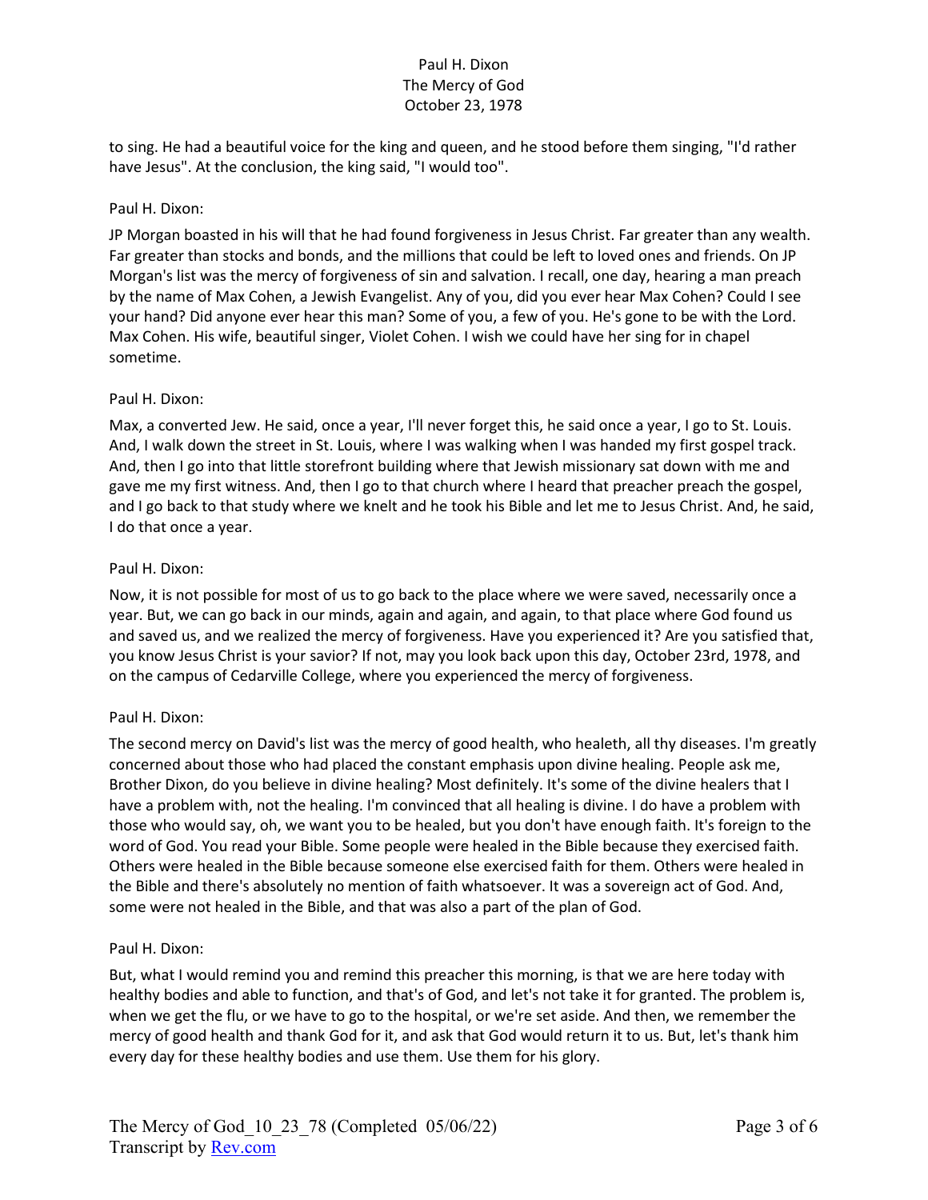to sing. He had a beautiful voice for the king and queen, and he stood before them singing, "I'd rather have Jesus". At the conclusion, the king said, "I would too".

Paul H. Dixon:

JP Morgan boasted in his will that he had found forgiveness in Jesus Christ. Far greater than any wealth. Far greater than stocks and bonds, and the millions that could be left to loved ones and friends. On JP Morgan's list was the mercy of forgiveness of sin and salvation. I recall, one day, hearing a man preach by the name of Max Cohen, a Jewish Evangelist. Any of you, did you ever hear Max Cohen? Could I see your hand? Did anyone ever hear this man? Some of you, a few of you. He's gone to be with the Lord. Max Cohen. His wife, beautiful singer, Violet Cohen. I wish we could have her sing for in chapel sometime.

Paul H. Dixon:

Max, a converted Jew. He said, once a year, I'll never forget this, he said once a year, I go to St. Louis. And, I walk down the street in St. Louis, where I was walking when I was handed my first gospel track. And, then I go into that little storefront building where that Jewish missionary sat down with me and gave me my first witness. And, then I go to that church where I heard that preacher preach the gospel, and I go back to that study where we knelt and he took his Bible and let me to Jesus Christ. And, he said, I do that once a year.

Paul H. Dixon:

Now, it is not possible for most of us to go back to the place where we were saved, necessarily once a year. But, we can go back in our minds, again and again, and again, to that place where God found us and saved us, and we realized the mercy of forgiveness. Have you experienced it? Are you satisfied that, you know Jesus Christ is your savior? If not, may you look back upon this day, October 23rd, 1978, and on the campus of Cedarville College, where you experienced the mercy of forgiveness.

Paul H. Dixon:

The second mercy on David's list was the mercy of good health, who healeth, all thy diseases. I'm greatly concerned about those who had placed the constant emphasis upon divine healing. People ask me, Brother Dixon, do you believe in divine healing? Most definitely. It's some of the divine healers that I have a problem with, not the healing. I'm convinced that all healing is divine. I do have a problem with those who would say, oh, we want you to be healed, but you don't have enough faith. It's foreign to the word of God. You read your Bible. Some people were healed in the Bible because they exercised faith. Others were healed in the Bible because someone else exercised faith for them. Others were healed in the Bible and there's absolutely no mention of faith whatsoever. It was a sovereign act of God. And, some were not healed in the Bible, and that was also a part of the plan of God.

Paul H. Dixon:

But, what I would remind you and remind this preacher this morning, is that we are here today with healthy bodies and able to function, and that's of God, and let's not take it for granted. The problem is, when we get the flu, or we have to go to the hospital, or we're set aside. And then, we remember the mercy of good health and thank God for it, and ask that God would return it to us. But, let's thank him every day for these healthy bodies and use them. Use them for his glory.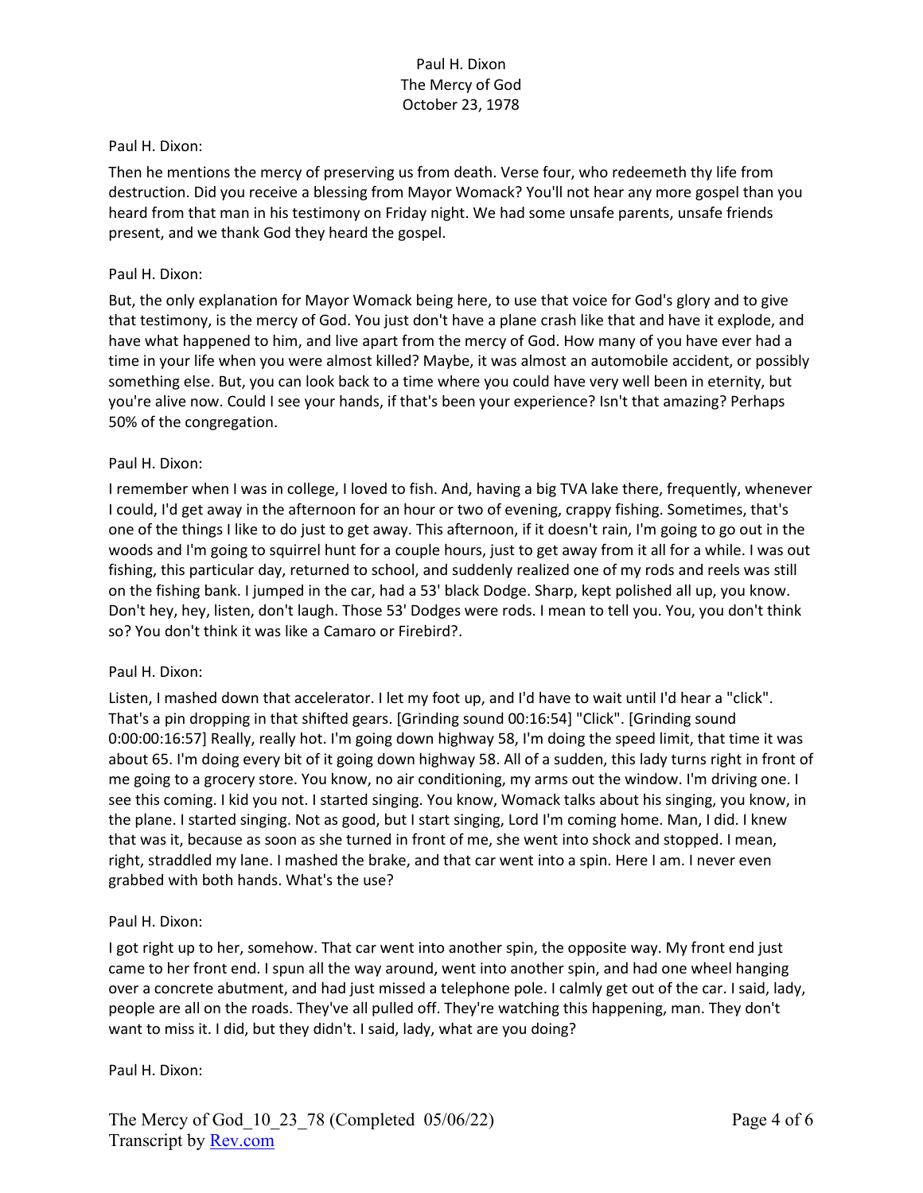Paul H. Dixon:

Then he mentions the mercy of preserving us from death. Verse four, who redeemeth thy life from destruction. Did you receive a blessing from Mayor Womack? You'll not hear any more gospel than you heard from that man in his testimony on Friday night. We had some unsafe parents, unsafe friends present, and we thank God they heard the gospel.

Paul H. Dixon:

But, the only explanation for Mayor Womack being here, to use that voice for God's glory and to give that testimony, is the mercy of God. You just don't have a plane crash like that and have it explode, and have what happened to him, and live apart from the mercy of God. How many of you have ever had a time in your life when you were almost killed? Maybe, it was almost an automobile accident, or possibly something else. But, you can look back to a time where you could have very well been in eternity, but you're alive now. Could I see your hands, if that's been your experience? Isn't that amazing? Perhaps 50% of the congregation.

Paul H. Dixon:

I remember when I was in college, I loved to fish. And, having a big TVA lake there, frequently, whenever I could, I'd get away in the afternoon for an hour or two of evening, crappy fishing. Sometimes, that's one of the things I like to do just to get away. This afternoon, if it doesn't rain, I'm going to go out in the woods and I'm going to squirrel hunt for a couple hours, just to get away from it all for a while. I was out fishing, this particular day, returned to school, and suddenly realized one of my rods and reels was still on the fishing bank. I jumped in the car, had a 53' black Dodge. Sharp, kept polished all up, you know. Don't hey, hey, listen, don't laugh. Those 53' Dodges were rods. I mean to tell you. You, you don't think so? You don't think it was like a Camaro or Firebird?.

Paul H. Dixon:

Listen, I mashed down that accelerator. I let my foot up, and I'd have to wait until I'd hear a "click". That's a pin dropping in that shifted gears. [Grinding sound 00:16:54] "Click". [Grinding sound 0:00:00:16:57] Really, really hot. I'm going down highway 58, I'm doing the speed limit, that time it was about 65. I'm doing every bit of it going down highway 58. All of a sudden, this lady turns right in front of me going to a grocery store. You know, no air conditioning, my arms out the window. I'm driving one. I see this coming. I kid you not. I started singing. You know, Womack talks about his singing, you know, in the plane. I started singing. Not as good, but I start singing, Lord I'm coming home. Man, I did. I knew that was it, because as soon as she turned in front of me, she went into shock and stopped. I mean, right, straddled my lane. I mashed the brake, and that car went into a spin. Here I am. I never even grabbed with both hands. What's the use?

Paul H. Dixon:

I got right up to her, somehow. That car went into another spin, the opposite way. My front end just came to her front end. I spun all the way around, went into another spin, and had one wheel hanging over a concrete abutment, and had just missed a telephone pole. I calmly get out of the car. I said, lady, people are all on the roads. They've all pulled off. They're watching this happening, man. They don't want to miss it. I did, but they didn't. I said, lady, what are you doing?

Paul H. Dixon: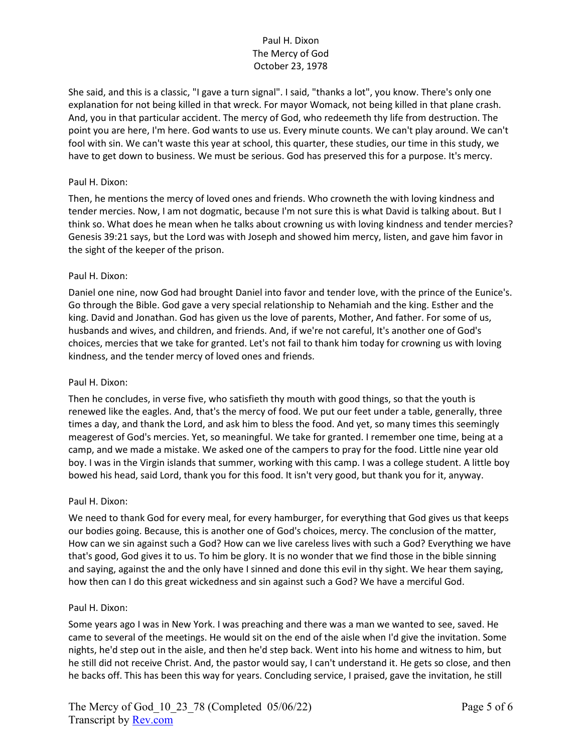She said, and this is a classic, "I gave a turn signal". I said, "thanks a lot", you know. There's only one explanation for not being killed in that wreck. For mayor Womack, not being killed in that plane crash. And, you in that particular accident. The mercy of God, who redeemeth thy life from destruction. The point you are here, I'm here. God wants to use us. Every minute counts. We can't play around. We can't fool with sin. We can't waste this year at school, this quarter, these studies, our time in this study, we have to get down to business. We must be serious. God has preserved this for a purpose. It's mercy.

Paul H. Dixon:

Then, he mentions the mercy of loved ones and friends. Who crowneth the with loving kindness and tender mercies. Now, I am not dogmatic, because I'm not sure this is what David is talking about. But I think so. What does he mean when he talks about crowning us with loving kindness and tender mercies? Genesis 39:21 says, but the Lord was with Joseph and showed him mercy, listen, and gave him favor in the sight of the keeper of the prison.

Paul H. Dixon:

Daniel one nine, now God had brought Daniel into favor and tender love, with the prince of the Eunice's. Go through the Bible. God gave a very special relationship to Nehamiah and the king. Esther and the king. David and Jonathan. God has given us the love of parents, Mother, And father. For some of us, husbands and wives, and children, and friends. And, if we're not careful, It's another one of God's choices, mercies that we take for granted. Let's not fail to thank him today for crowning us with loving kindness, and the tender mercy of loved ones and friends.

Paul H. Dixon:

Then he concludes, in verse five, who satisfieth thy mouth with good things, so that the youth is renewed like the eagles. And, that's the mercy of food. We put our feet under a table, generally, three times a day, and thank the Lord, and ask him to bless the food. And yet, so many times this seemingly meagerest of God's mercies. Yet, so meaningful. We take for granted. I remember one time, being at a camp, and we made a mistake. We asked one of the campers to pray for the food. Little nine year old boy. I was in the Virgin islands that summer, working with this camp. I was a college student. A little boy bowed his head, said Lord, thank you for this food. It isn't very good, but thank you for it, anyway.

Paul H. Dixon:

We need to thank God for every meal, for every hamburger, for everything that God gives us that keeps our bodies going. Because, this is another one of God's choices, mercy. The conclusion of the matter, How can we sin against such a God? How can we live careless lives with such a God? Everything we have that's good, God gives it to us. To him be glory. It is no wonder that we find those in the bible sinning and saying, against the and the only have I sinned and done this evil in thy sight. We hear them saying, how then can I do this great wickedness and sin against such a God? We have a merciful God.

Paul H. Dixon:

Some years ago I was in New York. I was preaching and there was a man we wanted to see, saved. He came to several of the meetings. He would sit on the end of the aisle when I'd give the invitation. Some nights, he'd step out in the aisle, and then he'd step back. Went into his home and witness to him, but he still did not receive Christ. And, the pastor would say, I can't understand it. He gets so close, and then he backs off. This has been this way for years. Concluding service, I praised, gave the invitation, he still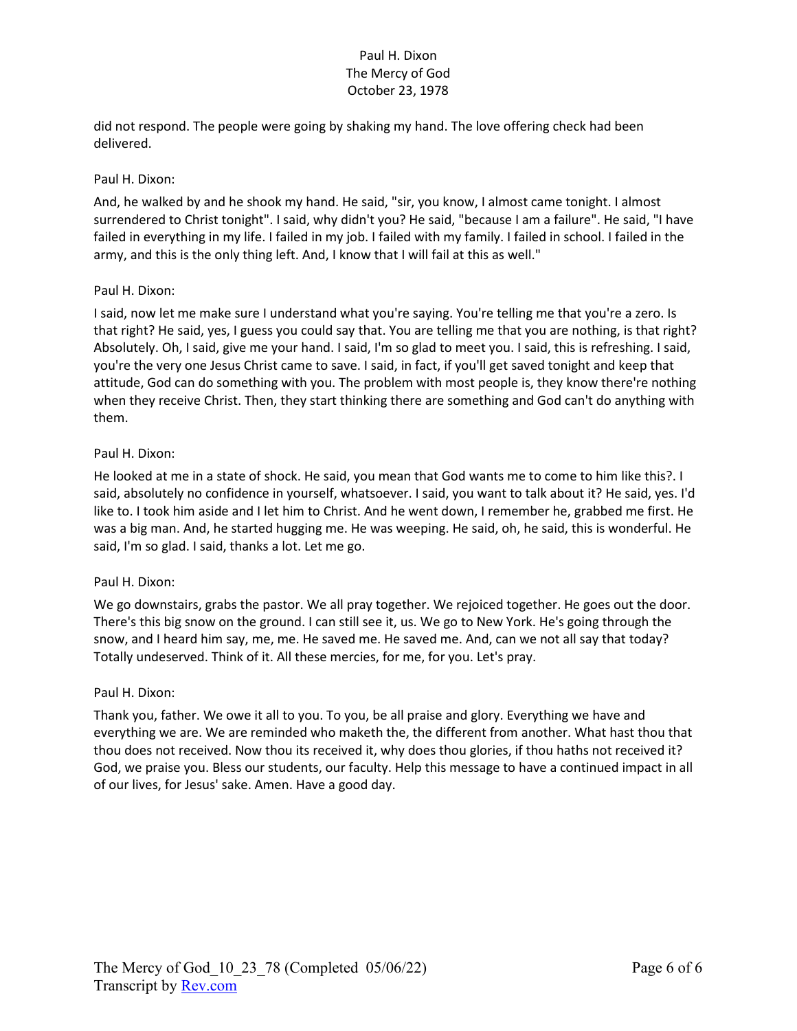did not respond. The people were going by shaking my hand. The love offering check had been delivered.

Paul H. Dixon:

And, he walked by and he shook my hand. He said, "sir, you know, I almost came tonight. I almost surrendered to Christ tonight". I said, why didn't you? He said, "because I am a failure". He said, "I have failed in everything in my life. I failed in my job. I failed with my family. I failed in school. I failed in the army, and this is the only thing left. And, I know that I will fail at this as well."

Paul H. Dixon:

I said, now let me make sure I understand what you're saying. You're telling me that you're a zero. Is that right? He said, yes, I guess you could say that. You are telling me that you are nothing, is that right? Absolutely. Oh, I said, give me your hand. I said, I'm so glad to meet you. I said, this is refreshing. I said, you're the very one Jesus Christ came to save. I said, in fact, if you'll get saved tonight and keep that attitude, God can do something with you. The problem with most people is, they know there're nothing when they receive Christ. Then, they start thinking there are something and God can't do anything with them.

Paul H. Dixon:

He looked at me in a state of shock. He said, you mean that God wants me to come to him like this?. I said, absolutely no confidence in yourself, whatsoever. I said, you want to talk about it? He said, yes. I'd like to. I took him aside and I let him to Christ. And he went down, I remember he, grabbed me first. He was a big man. And, he started hugging me. He was weeping. He said, oh, he said, this is wonderful. He said, I'm so glad. I said, thanks a lot. Let me go.

Paul H. Dixon:

We go downstairs, grabs the pastor. We all pray together. We rejoiced together. He goes out the door. There's this big snow on the ground. I can still see it, us. We go to New York. He's going through the snow, and I heard him say, me, me. He saved me. He saved me. And, can we not all say that today? Totally undeserved. Think of it. All these mercies, for me, for you. Let's pray.

Paul H. Dixon:

Thank you, father. We owe it all to you. To you, be all praise and glory. Everything we have and everything we are. We are reminded who maketh the, the different from another. What hast thou that thou does not received. Now thou its received it, why does thou glories, if thou haths not received it? God, we praise you. Bless our students, our faculty. Help this message to have a continued impact in all of our lives, for Jesus' sake. Amen. Have a good day.